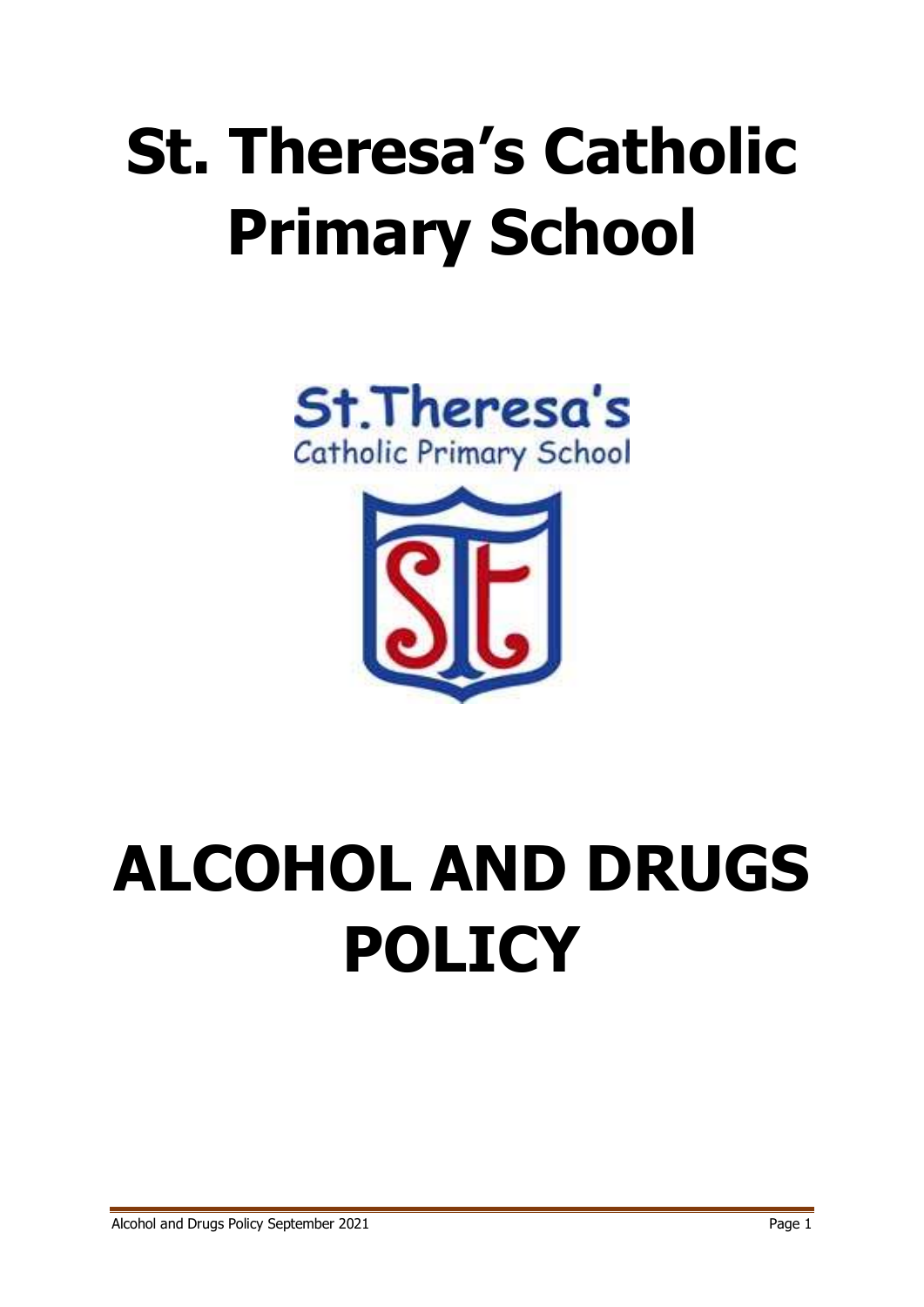# St. Theresa's Catholic Primary School

# ALCOHOL AND DRUGS POLICY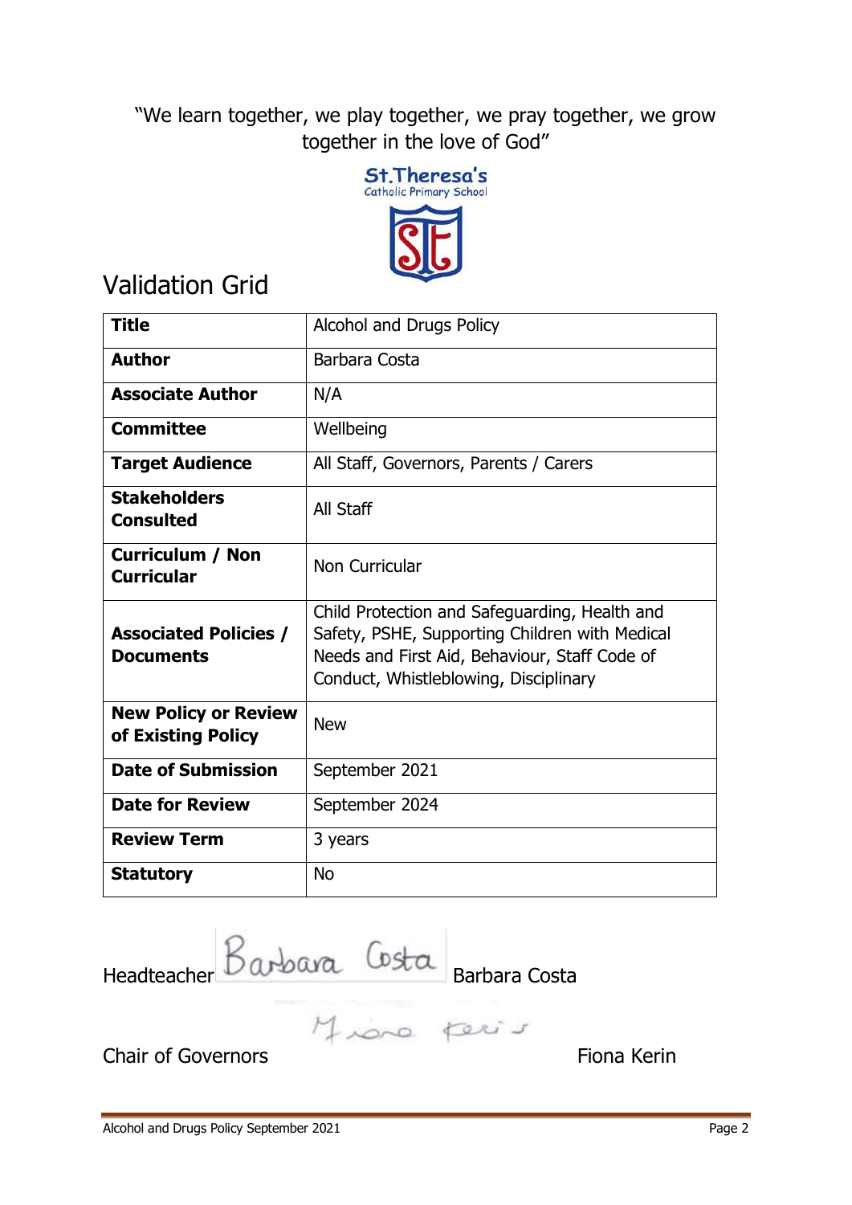"We learn together, we play together, we pray together, we grow together in the love of God"

St.Theresa's
Catholic Primary School

# Validation Grid

| **Title** | Alcohol and Drugs Policy |
|---|---|
| **Author** | Barbara Costa |
| **Associate Author** | N/A |
| **Committee** | Wellbeing |
| **Target Audience** | All Staff, Governors, Parents / Carers |
| **Stakeholders Consulted** | All Staff |
| **Curriculum / Non Curricular** | Non Curricular |
| **Associated Policies / Documents** | Child Protection and Safeguarding, Health and Safety, PSHE, Supporting Children with Medical Needs and First Aid, Behaviour, Staff Code of Conduct, Whistleblowing, Disciplinary |
| **New Policy or Review of Existing Policy** | New |
| **Date of Submission** | September 2021 |
| **Date for Review** | September 2024 |
| **Review Term** | 3 years |
| **Statutory** | No |

Headteacher Barbara Costa Barbara Costa

Chair of Governors Fiona Kerin Fiona Kerin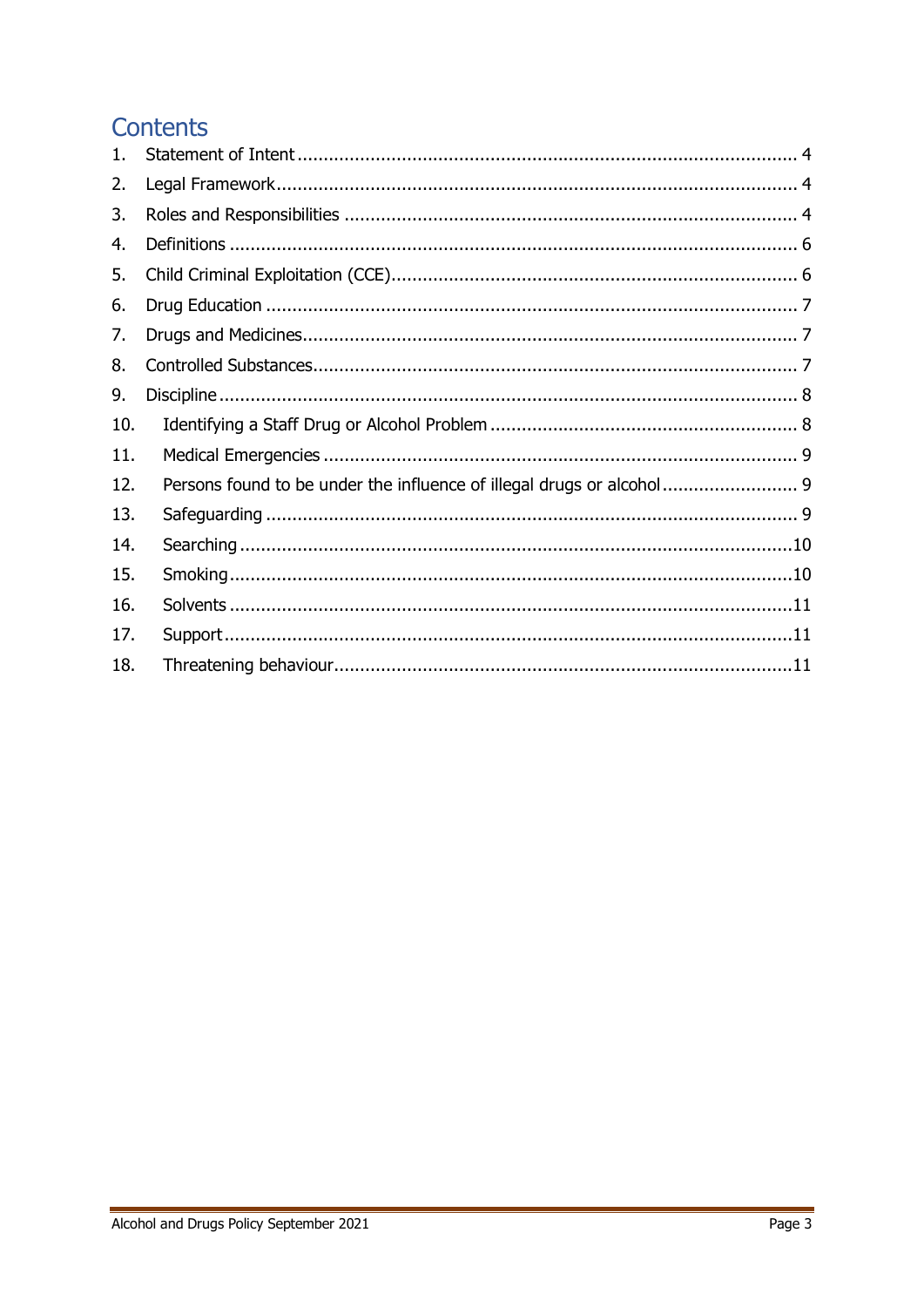## Contents

1. Statement of Intent ........ 4
2. Legal Framework ........ 4
3. Roles and Responsibilities ........ 4
4. Definitions ........ 6
5. Child Criminal Exploitation (CCE) ........ 6
6. Drug Education ........ 7
7. Drugs and Medicines ........ 7
8. Controlled Substances ........ 7
9. Discipline ........ 8
10. Identifying a Staff Drug or Alcohol Problem ........ 8
11. Medical Emergencies ........ 9
12. Persons found to be under the influence of illegal drugs or alcohol ........ 9
13. Safeguarding ........ 9
14. Searching ........ 10
15. Smoking ........ 10
16. Solvents ........ 11
17. Support ........ 11
18. Threatening behaviour ........ 11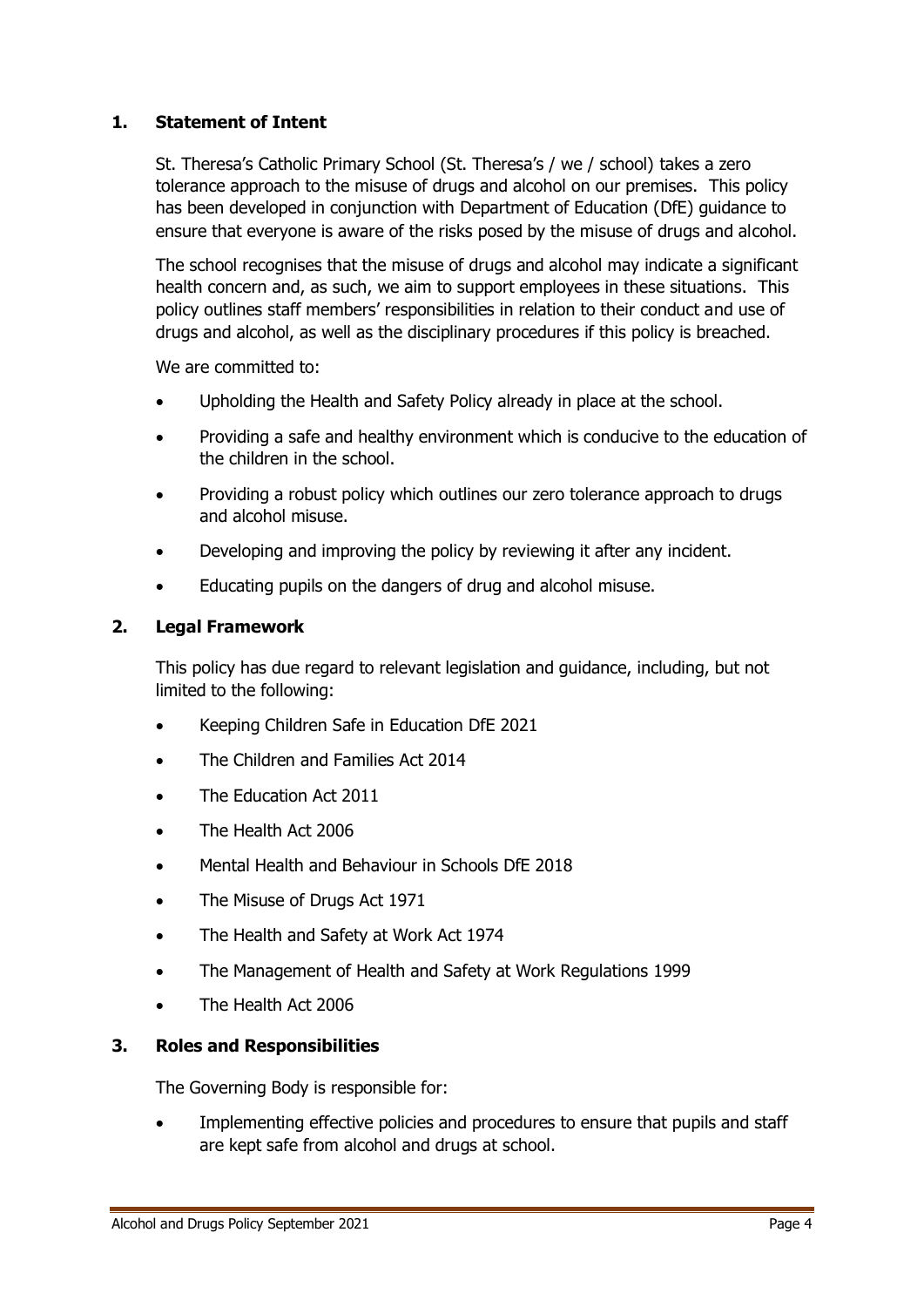## 1. Statement of Intent

St. Theresa's Catholic Primary School (St. Theresa's / we / school) takes a zero tolerance approach to the misuse of drugs and alcohol on our premises. This policy has been developed in conjunction with Department of Education (DfE) guidance to ensure that everyone is aware of the risks posed by the misuse of drugs and alcohol.

The school recognises that the misuse of drugs and alcohol may indicate a significant health concern and, as such, we aim to support employees in these situations. This policy outlines staff members' responsibilities in relation to their conduct and use of drugs and alcohol, as well as the disciplinary procedures if this policy is breached.

We are committed to:

- Upholding the Health and Safety Policy already in place at the school.
- Providing a safe and healthy environment which is conducive to the education of the children in the school.
- Providing a robust policy which outlines our zero tolerance approach to drugs and alcohol misuse.
- Developing and improving the policy by reviewing it after any incident.
- Educating pupils on the dangers of drug and alcohol misuse.

## 2. Legal Framework

This policy has due regard to relevant legislation and guidance, including, but not limited to the following:

- Keeping Children Safe in Education DfE 2021
- The Children and Families Act 2014
- The Education Act 2011
- The Health Act 2006
- Mental Health and Behaviour in Schools DfE 2018
- The Misuse of Drugs Act 1971
- The Health and Safety at Work Act 1974
- The Management of Health and Safety at Work Regulations 1999
- The Health Act 2006

## 3. Roles and Responsibilities

The Governing Body is responsible for:

- Implementing effective policies and procedures to ensure that pupils and staff are kept safe from alcohol and drugs at school.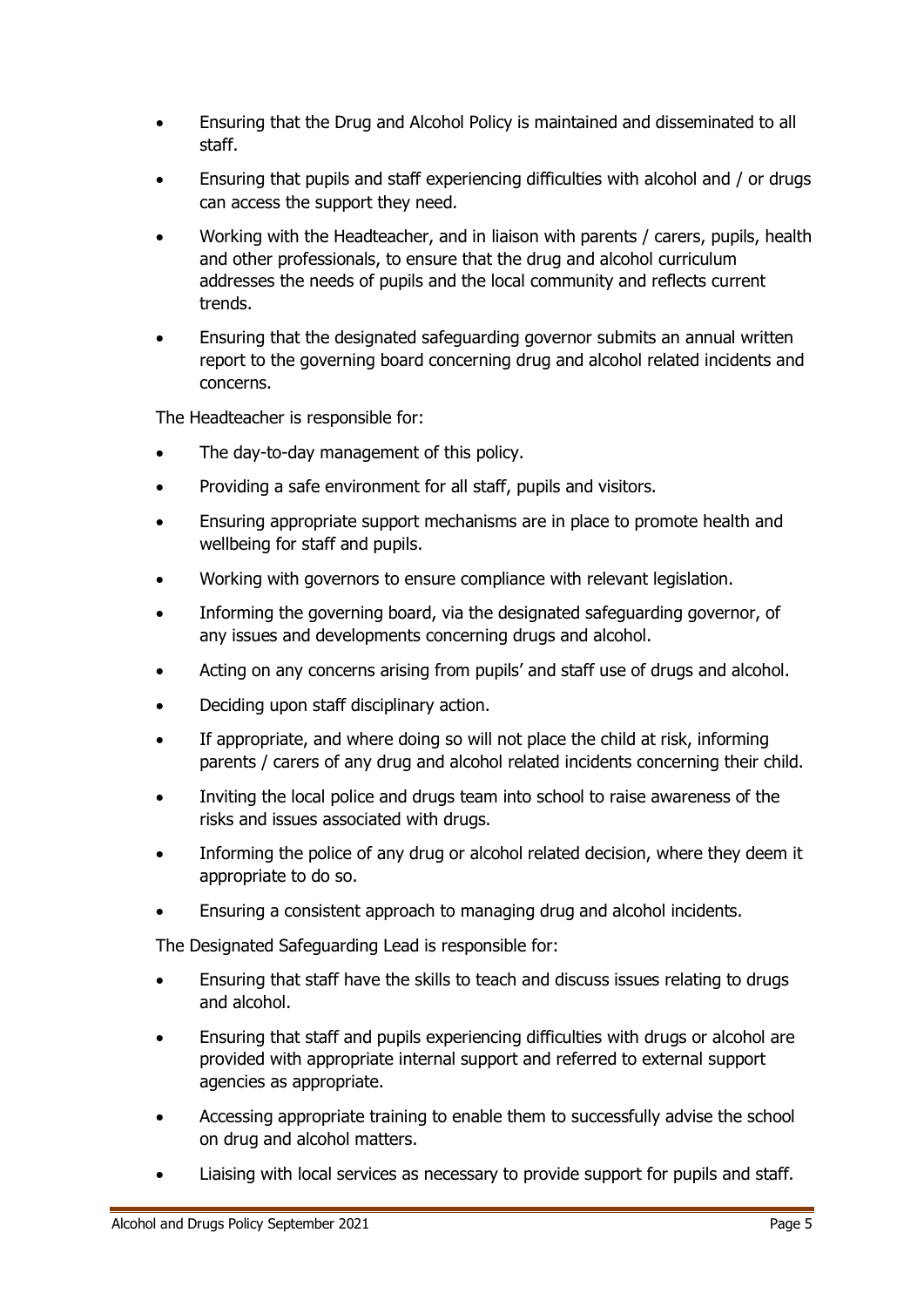- Ensuring that the Drug and Alcohol Policy is maintained and disseminated to all staff.
- Ensuring that pupils and staff experiencing difficulties with alcohol and / or drugs can access the support they need.
- Working with the Headteacher, and in liaison with parents / carers, pupils, health and other professionals, to ensure that the drug and alcohol curriculum addresses the needs of pupils and the local community and reflects current trends.
- Ensuring that the designated safeguarding governor submits an annual written report to the governing board concerning drug and alcohol related incidents and concerns.

The Headteacher is responsible for:

- The day-to-day management of this policy.
- Providing a safe environment for all staff, pupils and visitors.
- Ensuring appropriate support mechanisms are in place to promote health and wellbeing for staff and pupils.
- Working with governors to ensure compliance with relevant legislation.
- Informing the governing board, via the designated safeguarding governor, of any issues and developments concerning drugs and alcohol.
- Acting on any concerns arising from pupils' and staff use of drugs and alcohol.
- Deciding upon staff disciplinary action.
- If appropriate, and where doing so will not place the child at risk, informing parents / carers of any drug and alcohol related incidents concerning their child.
- Inviting the local police and drugs team into school to raise awareness of the risks and issues associated with drugs.
- Informing the police of any drug or alcohol related decision, where they deem it appropriate to do so.
- Ensuring a consistent approach to managing drug and alcohol incidents.

The Designated Safeguarding Lead is responsible for:

- Ensuring that staff have the skills to teach and discuss issues relating to drugs and alcohol.
- Ensuring that staff and pupils experiencing difficulties with drugs or alcohol are provided with appropriate internal support and referred to external support agencies as appropriate.
- Accessing appropriate training to enable them to successfully advise the school on drug and alcohol matters.
- Liaising with local services as necessary to provide support for pupils and staff.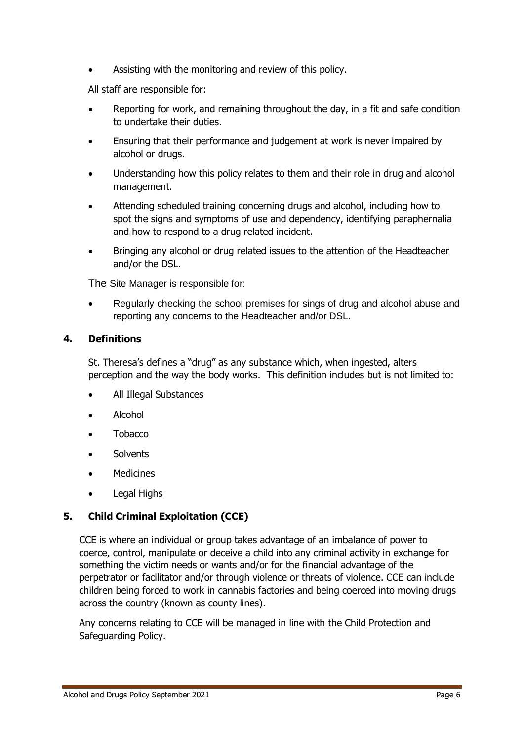- Assisting with the monitoring and review of this policy.

All staff are responsible for:

- Reporting for work, and remaining throughout the day, in a fit and safe condition to undertake their duties.
- Ensuring that their performance and judgement at work is never impaired by alcohol or drugs.
- Understanding how this policy relates to them and their role in drug and alcohol management.
- Attending scheduled training concerning drugs and alcohol, including how to spot the signs and symptoms of use and dependency, identifying paraphernalia and how to respond to a drug related incident.
- Bringing any alcohol or drug related issues to the attention of the Headteacher and/or the DSL.

The Site Manager is responsible for:

- Regularly checking the school premises for sings of drug and alcohol abuse and reporting any concerns to the Headteacher and/or DSL.

## 4. Definitions

St. Theresa's defines a "drug" as any substance which, when ingested, alters perception and the way the body works. This definition includes but is not limited to:

- All Illegal Substances
- Alcohol
- Tobacco
- Solvents
- Medicines
- Legal Highs

## 5. Child Criminal Exploitation (CCE)

CCE is where an individual or group takes advantage of an imbalance of power to coerce, control, manipulate or deceive a child into any criminal activity in exchange for something the victim needs or wants and/or for the financial advantage of the perpetrator or facilitator and/or through violence or threats of violence. CCE can include children being forced to work in cannabis factories and being coerced into moving drugs across the country (known as county lines).

Any concerns relating to CCE will be managed in line with the Child Protection and Safeguarding Policy.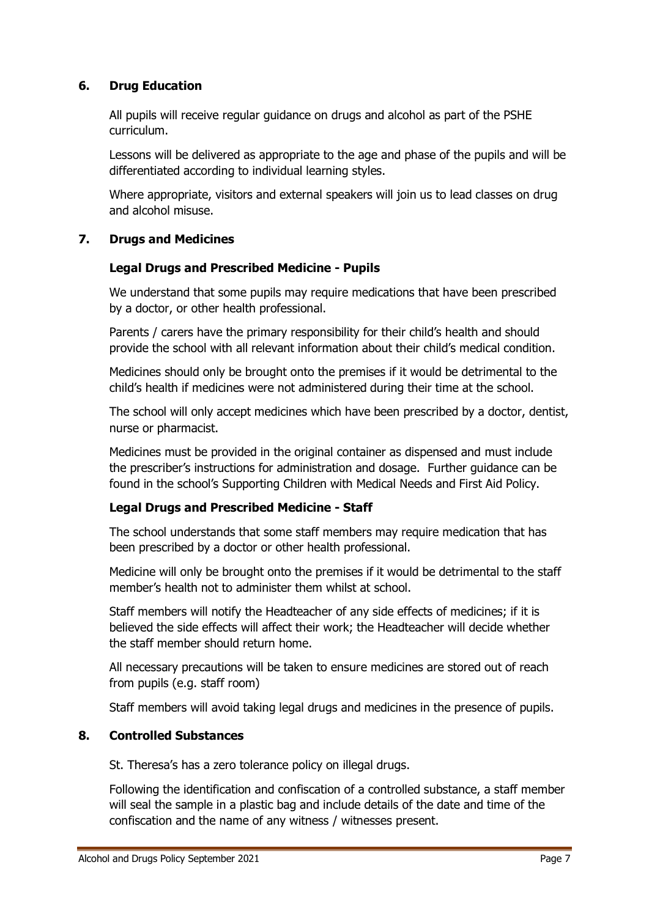## 6. Drug Education

All pupils will receive regular guidance on drugs and alcohol as part of the PSHE curriculum.

Lessons will be delivered as appropriate to the age and phase of the pupils and will be differentiated according to individual learning styles.

Where appropriate, visitors and external speakers will join us to lead classes on drug and alcohol misuse.

## 7. Drugs and Medicines

### Legal Drugs and Prescribed Medicine - Pupils

We understand that some pupils may require medications that have been prescribed by a doctor, or other health professional.

Parents / carers have the primary responsibility for their child's health and should provide the school with all relevant information about their child's medical condition.

Medicines should only be brought onto the premises if it would be detrimental to the child's health if medicines were not administered during their time at the school.

The school will only accept medicines which have been prescribed by a doctor, dentist, nurse or pharmacist.

Medicines must be provided in the original container as dispensed and must include the prescriber's instructions for administration and dosage. Further guidance can be found in the school's Supporting Children with Medical Needs and First Aid Policy.

### Legal Drugs and Prescribed Medicine - Staff

The school understands that some staff members may require medication that has been prescribed by a doctor or other health professional.

Medicine will only be brought onto the premises if it would be detrimental to the staff member's health not to administer them whilst at school.

Staff members will notify the Headteacher of any side effects of medicines; if it is believed the side effects will affect their work; the Headteacher will decide whether the staff member should return home.

All necessary precautions will be taken to ensure medicines are stored out of reach from pupils (e.g. staff room)

Staff members will avoid taking legal drugs and medicines in the presence of pupils.

## 8. Controlled Substances

St. Theresa's has a zero tolerance policy on illegal drugs.

Following the identification and confiscation of a controlled substance, a staff member will seal the sample in a plastic bag and include details of the date and time of the confiscation and the name of any witness / witnesses present.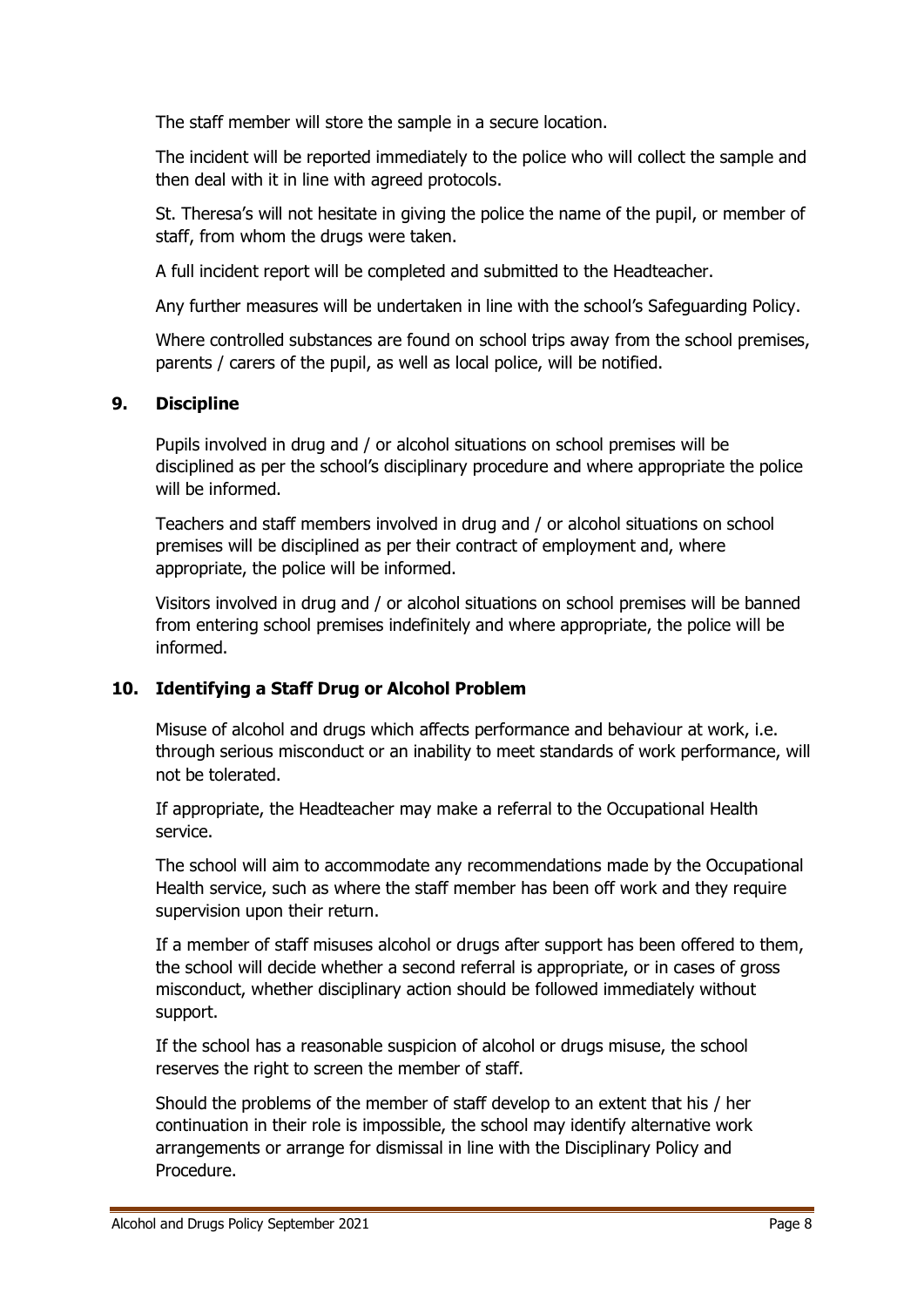The staff member will store the sample in a secure location.

The incident will be reported immediately to the police who will collect the sample and then deal with it in line with agreed protocols.

St. Theresa's will not hesitate in giving the police the name of the pupil, or member of staff, from whom the drugs were taken.

A full incident report will be completed and submitted to the Headteacher.

Any further measures will be undertaken in line with the school's Safeguarding Policy.

Where controlled substances are found on school trips away from the school premises, parents / carers of the pupil, as well as local police, will be notified.

## 9. Discipline

Pupils involved in drug and / or alcohol situations on school premises will be disciplined as per the school's disciplinary procedure and where appropriate the police will be informed.

Teachers and staff members involved in drug and / or alcohol situations on school premises will be disciplined as per their contract of employment and, where appropriate, the police will be informed.

Visitors involved in drug and / or alcohol situations on school premises will be banned from entering school premises indefinitely and where appropriate, the police will be informed.

## 10. Identifying a Staff Drug or Alcohol Problem

Misuse of alcohol and drugs which affects performance and behaviour at work, i.e. through serious misconduct or an inability to meet standards of work performance, will not be tolerated.

If appropriate, the Headteacher may make a referral to the Occupational Health service.

The school will aim to accommodate any recommendations made by the Occupational Health service, such as where the staff member has been off work and they require supervision upon their return.

If a member of staff misuses alcohol or drugs after support has been offered to them, the school will decide whether a second referral is appropriate, or in cases of gross misconduct, whether disciplinary action should be followed immediately without support.

If the school has a reasonable suspicion of alcohol or drugs misuse, the school reserves the right to screen the member of staff.

Should the problems of the member of staff develop to an extent that his / her continuation in their role is impossible, the school may identify alternative work arrangements or arrange for dismissal in line with the Disciplinary Policy and Procedure.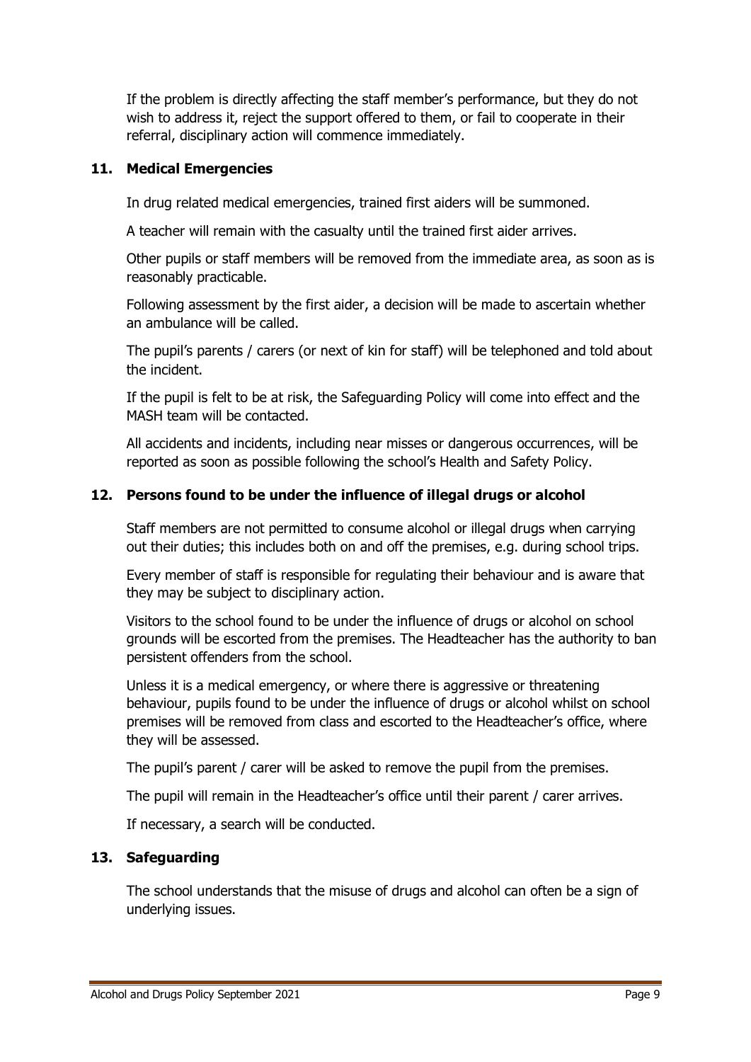If the problem is directly affecting the staff member's performance, but they do not wish to address it, reject the support offered to them, or fail to cooperate in their referral, disciplinary action will commence immediately.

## 11. Medical Emergencies

In drug related medical emergencies, trained first aiders will be summoned.

A teacher will remain with the casualty until the trained first aider arrives.

Other pupils or staff members will be removed from the immediate area, as soon as is reasonably practicable.

Following assessment by the first aider, a decision will be made to ascertain whether an ambulance will be called.

The pupil's parents / carers (or next of kin for staff) will be telephoned and told about the incident.

If the pupil is felt to be at risk, the Safeguarding Policy will come into effect and the MASH team will be contacted.

All accidents and incidents, including near misses or dangerous occurrences, will be reported as soon as possible following the school's Health and Safety Policy.

## 12. Persons found to be under the influence of illegal drugs or alcohol

Staff members are not permitted to consume alcohol or illegal drugs when carrying out their duties; this includes both on and off the premises, e.g. during school trips.

Every member of staff is responsible for regulating their behaviour and is aware that they may be subject to disciplinary action.

Visitors to the school found to be under the influence of drugs or alcohol on school grounds will be escorted from the premises. The Headteacher has the authority to ban persistent offenders from the school.

Unless it is a medical emergency, or where there is aggressive or threatening behaviour, pupils found to be under the influence of drugs or alcohol whilst on school premises will be removed from class and escorted to the Headteacher's office, where they will be assessed.

The pupil's parent / carer will be asked to remove the pupil from the premises.

The pupil will remain in the Headteacher's office until their parent / carer arrives.

If necessary, a search will be conducted.

## 13. Safeguarding

The school understands that the misuse of drugs and alcohol can often be a sign of underlying issues.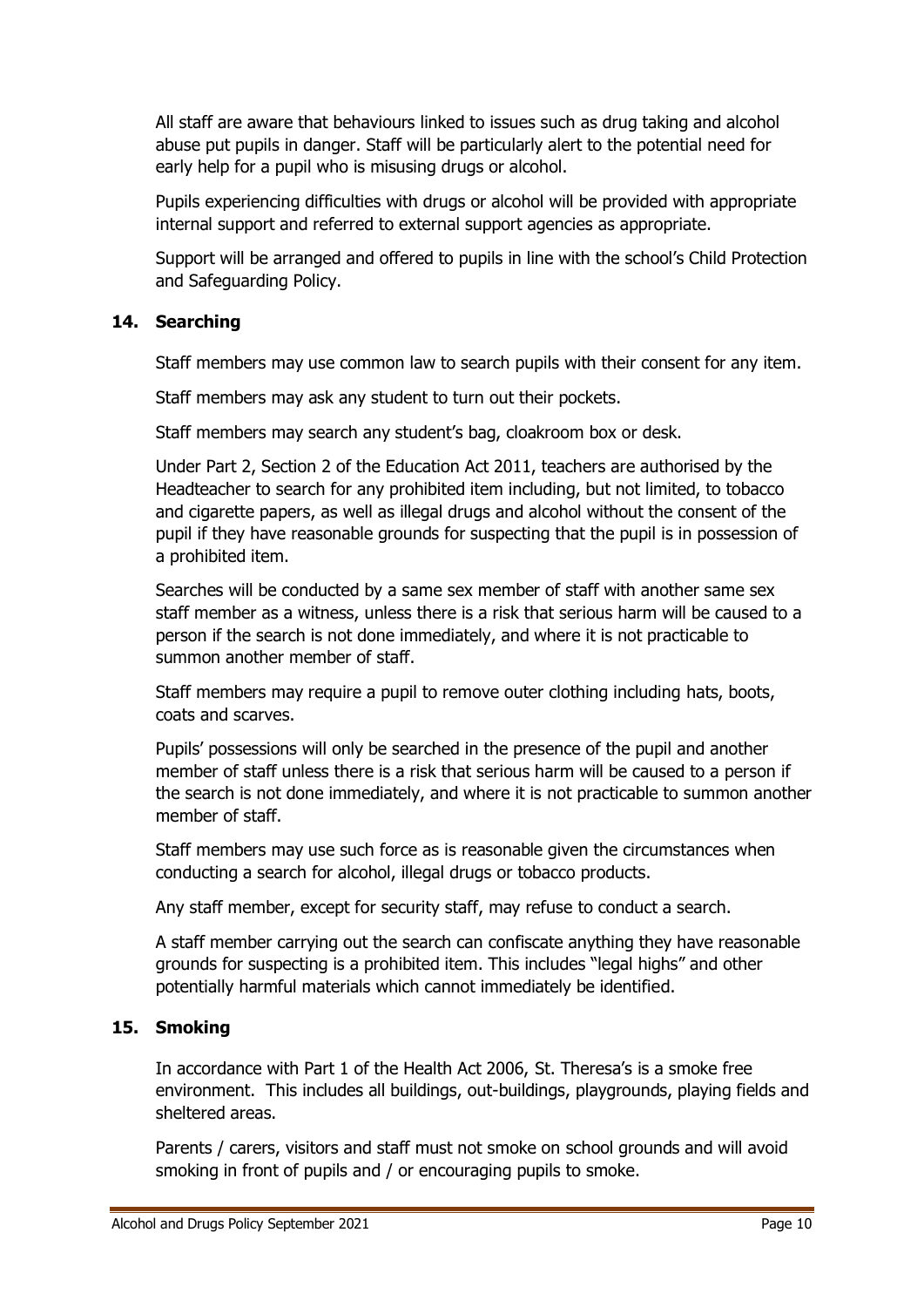All staff are aware that behaviours linked to issues such as drug taking and alcohol abuse put pupils in danger. Staff will be particularly alert to the potential need for early help for a pupil who is misusing drugs or alcohol.

Pupils experiencing difficulties with drugs or alcohol will be provided with appropriate internal support and referred to external support agencies as appropriate.

Support will be arranged and offered to pupils in line with the school's Child Protection and Safeguarding Policy.

## 14. Searching

Staff members may use common law to search pupils with their consent for any item.

Staff members may ask any student to turn out their pockets.

Staff members may search any student's bag, cloakroom box or desk.

Under Part 2, Section 2 of the Education Act 2011, teachers are authorised by the Headteacher to search for any prohibited item including, but not limited, to tobacco and cigarette papers, as well as illegal drugs and alcohol without the consent of the pupil if they have reasonable grounds for suspecting that the pupil is in possession of a prohibited item.

Searches will be conducted by a same sex member of staff with another same sex staff member as a witness, unless there is a risk that serious harm will be caused to a person if the search is not done immediately, and where it is not practicable to summon another member of staff.

Staff members may require a pupil to remove outer clothing including hats, boots, coats and scarves.

Pupils' possessions will only be searched in the presence of the pupil and another member of staff unless there is a risk that serious harm will be caused to a person if the search is not done immediately, and where it is not practicable to summon another member of staff.

Staff members may use such force as is reasonable given the circumstances when conducting a search for alcohol, illegal drugs or tobacco products.

Any staff member, except for security staff, may refuse to conduct a search.

A staff member carrying out the search can confiscate anything they have reasonable grounds for suspecting is a prohibited item. This includes "legal highs" and other potentially harmful materials which cannot immediately be identified.

## 15. Smoking

In accordance with Part 1 of the Health Act 2006, St. Theresa's is a smoke free environment. This includes all buildings, out-buildings, playgrounds, playing fields and sheltered areas.

Parents / carers, visitors and staff must not smoke on school grounds and will avoid smoking in front of pupils and / or encouraging pupils to smoke.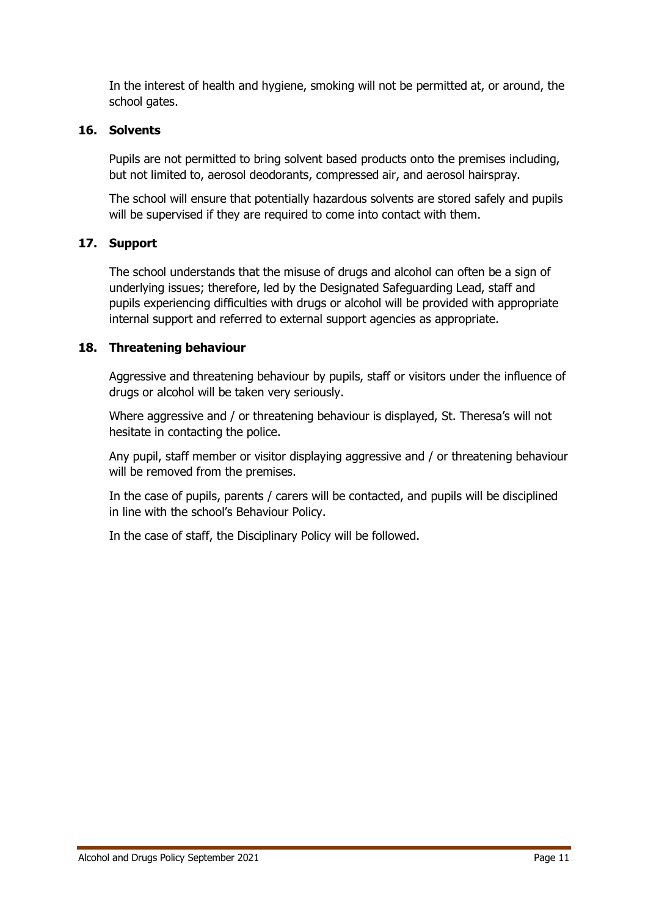In the interest of health and hygiene, smoking will not be permitted at, or around, the school gates.

## 16. Solvents

Pupils are not permitted to bring solvent based products onto the premises including, but not limited to, aerosol deodorants, compressed air, and aerosol hairspray.

The school will ensure that potentially hazardous solvents are stored safely and pupils will be supervised if they are required to come into contact with them.

## 17. Support

The school understands that the misuse of drugs and alcohol can often be a sign of underlying issues; therefore, led by the Designated Safeguarding Lead, staff and pupils experiencing difficulties with drugs or alcohol will be provided with appropriate internal support and referred to external support agencies as appropriate.

## 18. Threatening behaviour

Aggressive and threatening behaviour by pupils, staff or visitors under the influence of drugs or alcohol will be taken very seriously.

Where aggressive and / or threatening behaviour is displayed, St. Theresa's will not hesitate in contacting the police.

Any pupil, staff member or visitor displaying aggressive and / or threatening behaviour will be removed from the premises.

In the case of pupils, parents / carers will be contacted, and pupils will be disciplined in line with the school's Behaviour Policy.

In the case of staff, the Disciplinary Policy will be followed.